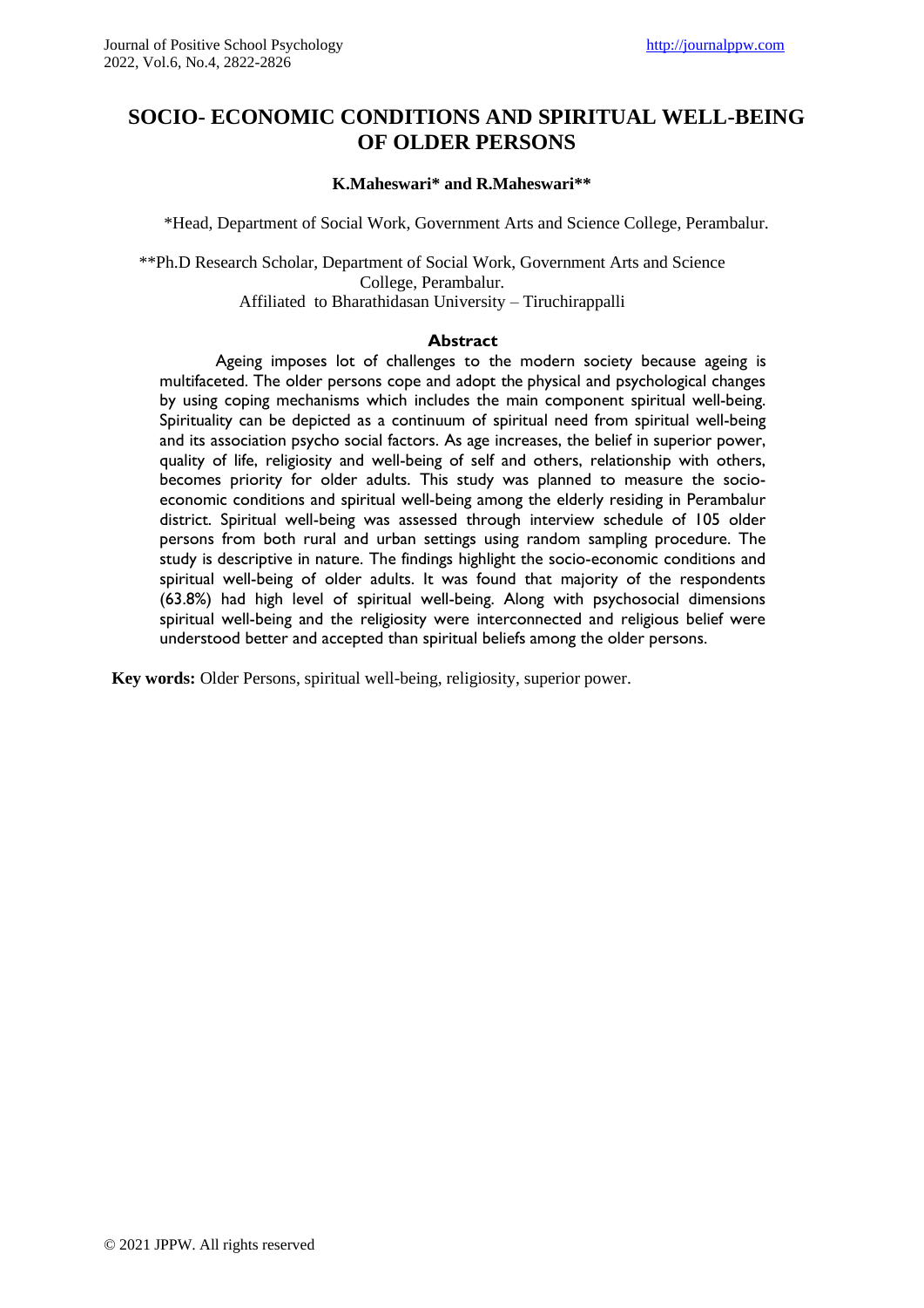# SOCIO- ECONOMIC CONDITIONS AND SPIRITUAL WELL-BEING OF OLDER PERSONS

**K.Maheswari* and R.Maheswari****

*Head, Department of Social Work, Government Arts and Science College, Perambalur.

**Ph.D Research Scholar, Department of Social Work, Government Arts and Science College, Perambalur.
Affiliated to Bharathidasan University – Tiruchirappalli

## Abstract

Ageing imposes lot of challenges to the modern society because ageing is multifaceted. The older persons cope and adopt the physical and psychological changes by using coping mechanisms which includes the main component spiritual well-being. Spirituality can be depicted as a continuum of spiritual need from spiritual well-being and its association psycho social factors. As age increases, the belief in superior power, quality of life, religiosity and well-being of self and others, relationship with others, becomes priority for older adults. This study was planned to measure the socio-economic conditions and spiritual well-being among the elderly residing in Perambalur district. Spiritual well-being was assessed through interview schedule of 105 older persons from both rural and urban settings using random sampling procedure. The study is descriptive in nature. The findings highlight the socio-economic conditions and spiritual well-being of older adults. It was found that majority of the respondents (63.8%) had high level of spiritual well-being. Along with psychosocial dimensions spiritual well-being and the religiosity were interconnected and religious belief were understood better and accepted than spiritual beliefs among the older persons.

**Key words:** Older Persons, spiritual well-being, religiosity, superior power.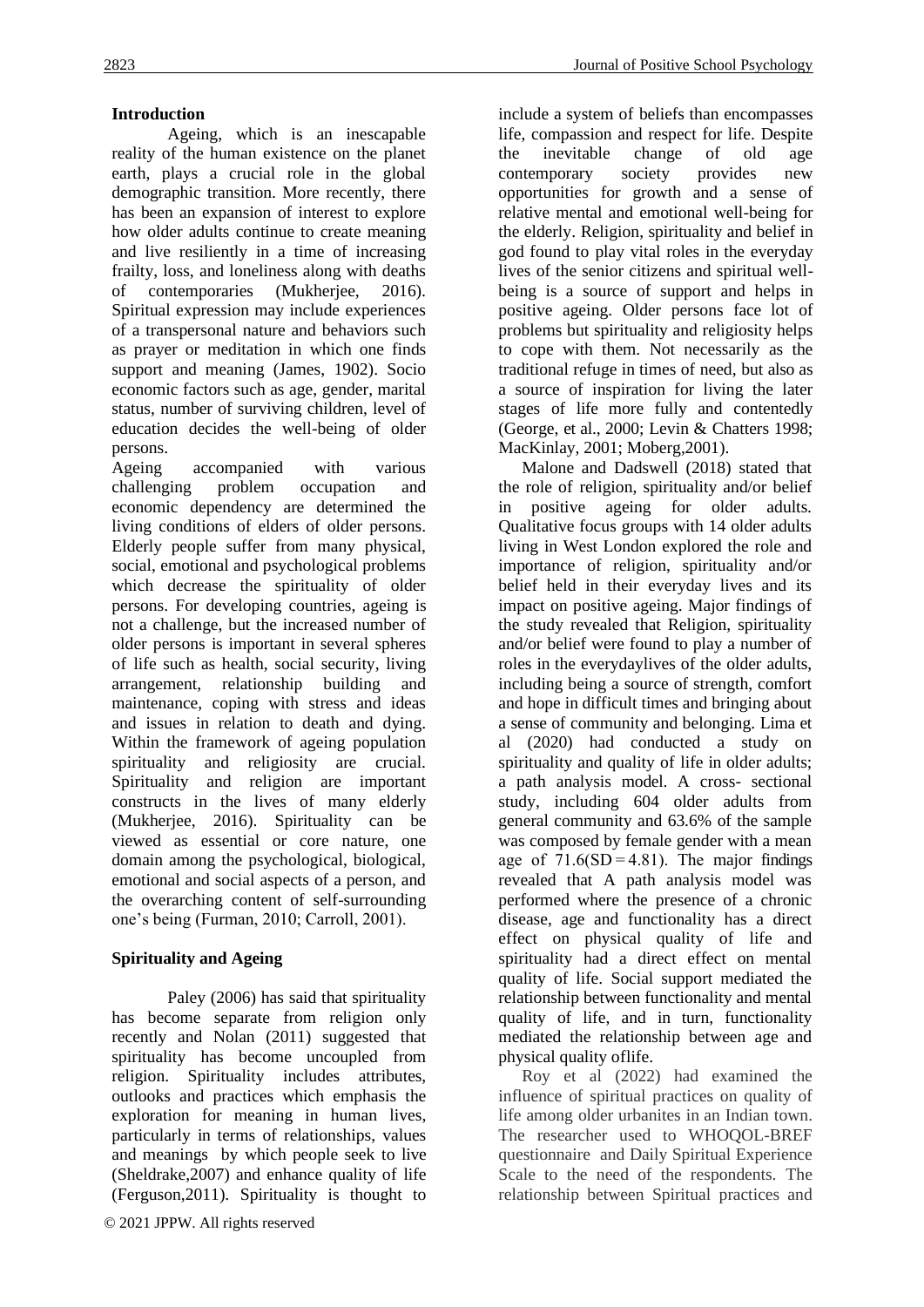**Introduction**

Ageing, which is an inescapable reality of the human existence on the planet earth, plays a crucial role in the global demographic transition. More recently, there has been an expansion of interest to explore how older adults continue to create meaning and live resiliently in a time of increasing frailty, loss, and loneliness along with deaths of contemporaries (Mukherjee, 2016). Spiritual expression may include experiences of a transpersonal nature and behaviors such as prayer or meditation in which one finds support and meaning (James, 1902). Socio economic factors such as age, gender, marital status, number of surviving children, level of education decides the well-being of older persons.

Ageing accompanied with various challenging problem occupation and economic dependency are determined the living conditions of elders of older persons. Elderly people suffer from many physical, social, emotional and psychological problems which decrease the spirituality of older persons. For developing countries, ageing is not a challenge, but the increased number of older persons is important in several spheres of life such as health, social security, living arrangement, relationship building and maintenance, coping with stress and ideas and issues in relation to death and dying. Within the framework of ageing population spirituality and religiosity are crucial. Spirituality and religion are important constructs in the lives of many elderly (Mukherjee, 2016). Spirituality can be viewed as essential or core nature, one domain among the psychological, biological, emotional and social aspects of a person, and the overarching content of self-surrounding one's being (Furman, 2010; Carroll, 2001).

**Spirituality and Ageing**

Paley (2006) has said that spirituality has become separate from religion only recently and Nolan (2011) suggested that spirituality has become uncoupled from religion. Spirituality includes attributes, outlooks and practices which emphasis the exploration for meaning in human lives, particularly in terms of relationships, values and meanings by which people seek to live (Sheldrake,2007) and enhance quality of life (Ferguson,2011). Spirituality is thought to include a system of beliefs than encompasses life, compassion and respect for life. Despite the inevitable change of old age contemporary society provides new opportunities for growth and a sense of relative mental and emotional well-being for the elderly. Religion, spirituality and belief in god found to play vital roles in the everyday lives of the senior citizens and spiritual well-being is a source of support and helps in positive ageing. Older persons face lot of problems but spirituality and religiosity helps to cope with them. Not necessarily as the traditional refuge in times of need, but also as a source of inspiration for living the later stages of life more fully and contentedly (George, et al., 2000; Levin & Chatters 1998; MacKinlay, 2001; Moberg,2001).

Malone and Dadswell (2018) stated that the role of religion, spirituality and/or belief in positive ageing for older adults. Qualitative focus groups with 14 older adults living in West London explored the role and importance of religion, spirituality and/or belief held in their everyday lives and its impact on positive ageing. Major findings of the study revealed that Religion, spirituality and/or belief were found to play a number of roles in the everydaylives of the older adults, including being a source of strength, comfort and hope in difficult times and bringing about a sense of community and belonging. Lima et al (2020) had conducted a study on spirituality and quality of life in older adults; a path analysis model. A cross- sectional study, including 604 older adults from general community and 63.6% of the sample was composed by female gender with a mean age of 71.6(SD = 4.81). The major findings revealed that A path analysis model was performed where the presence of a chronic disease, age and functionality has a direct effect on physical quality of life and spirituality had a direct effect on mental quality of life. Social support mediated the relationship between functionality and mental quality of life, and in turn, functionality mediated the relationship between age and physical quality oflife.

Roy et al (2022) had examined the influence of spiritual practices on quality of life among older urbanites in an Indian town. The researcher used to WHOQOL-BREF questionnaire and Daily Spiritual Experience Scale to the need of the respondents. The relationship between Spiritual practices and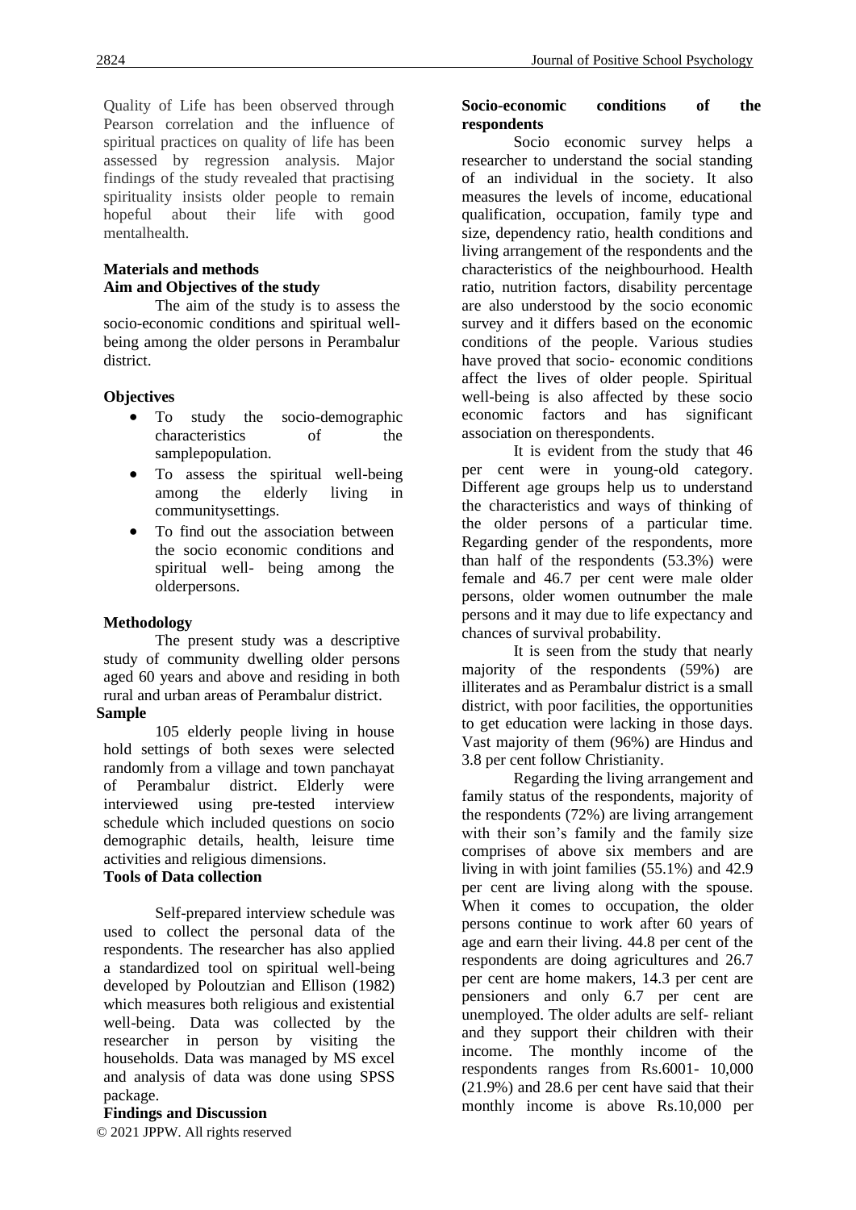Quality of Life has been observed through Pearson correlation and the influence of spiritual practices on quality of life has been assessed by regression analysis. Major findings of the study revealed that practising spirituality insists older people to remain hopeful about their life with good mentalhealth.

## Materials and methods

### Aim and Objectives of the study

The aim of the study is to assess the socio-economic conditions and spiritual well-being among the older persons in Perambalur district.

### Objectives

- To study the socio-demographic characteristics of the samplepopulation.
- To assess the spiritual well-being among the elderly living in communitysettings.
- To find out the association between the socio economic conditions and spiritual well- being among the olderpersons.

### Methodology

The present study was a descriptive study of community dwelling older persons aged 60 years and above and residing in both rural and urban areas of Perambalur district.

### Sample

105 elderly people living in house hold settings of both sexes were selected randomly from a village and town panchayat of Perambalur district. Elderly were interviewed using pre-tested interview schedule which included questions on socio demographic details, health, leisure time activities and religious dimensions.

### Tools of Data collection

Self-prepared interview schedule was used to collect the personal data of the respondents. The researcher has also applied a standardized tool on spiritual well-being developed by Poloutzian and Ellison (1982) which measures both religious and existential well-being. Data was collected by the researcher in person by visiting the households. Data was managed by MS excel and analysis of data was done using SPSS package.

## Findings and Discussion

### Socio-economic conditions of the respondents

Socio economic survey helps a researcher to understand the social standing of an individual in the society. It also measures the levels of income, educational qualification, occupation, family type and size, dependency ratio, health conditions and living arrangement of the respondents and the characteristics of the neighbourhood. Health ratio, nutrition factors, disability percentage are also understood by the socio economic survey and it differs based on the economic conditions of the people. Various studies have proved that socio- economic conditions affect the lives of older people. Spiritual well-being is also affected by these socio economic factors and has significant association on therespondents.

It is evident from the study that 46 per cent were in young-old category. Different age groups help us to understand the characteristics and ways of thinking of the older persons of a particular time. Regarding gender of the respondents, more than half of the respondents (53.3%) were female and 46.7 per cent were male older persons, older women outnumber the male persons and it may due to life expectancy and chances of survival probability.

It is seen from the study that nearly majority of the respondents (59%) are illiterates and as Perambalur district is a small district, with poor facilities, the opportunities to get education were lacking in those days. Vast majority of them (96%) are Hindus and 3.8 per cent follow Christianity.

Regarding the living arrangement and family status of the respondents, majority of the respondents (72%) are living arrangement with their son's family and the family size comprises of above six members and are living in with joint families (55.1%) and 42.9 per cent are living along with the spouse. When it comes to occupation, the older persons continue to work after 60 years of age and earn their living. 44.8 per cent of the respondents are doing agricultures and 26.7 per cent are home makers, 14.3 per cent are pensioners and only 6.7 per cent are unemployed. The older adults are self- reliant and they support their children with their income. The monthly income of the respondents ranges from Rs.6001- 10,000 (21.9%) and 28.6 per cent have said that their monthly income is above Rs.10,000 per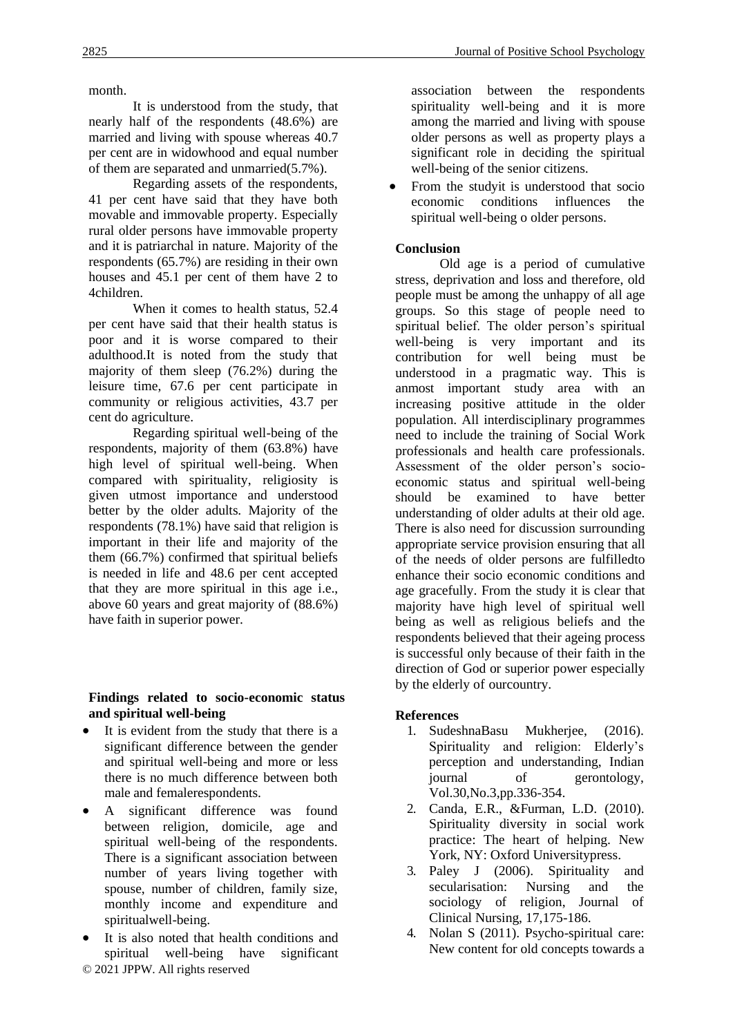month.

It is understood from the study, that nearly half of the respondents (48.6%) are married and living with spouse whereas 40.7 per cent are in widowhood and equal number of them are separated and unmarried(5.7%).

Regarding assets of the respondents, 41 per cent have said that they have both movable and immovable property. Especially rural older persons have immovable property and it is patriarchal in nature. Majority of the respondents (65.7%) are residing in their own houses and 45.1 per cent of them have 2 to 4children.

When it comes to health status, 52.4 per cent have said that their health status is poor and it is worse compared to their adulthood.It is noted from the study that majority of them sleep (76.2%) during the leisure time, 67.6 per cent participate in community or religious activities, 43.7 per cent do agriculture.

Regarding spiritual well-being of the respondents, majority of them (63.8%) have high level of spiritual well-being. When compared with spirituality, religiosity is given utmost importance and understood better by the older adults. Majority of the respondents (78.1%) have said that religion is important in their life and majority of the them (66.7%) confirmed that spiritual beliefs is needed in life and 48.6 per cent accepted that they are more spiritual in this age i.e., above 60 years and great majority of (88.6%) have faith in superior power.

**Findings related to socio-economic status and spiritual well-being**

- It is evident from the study that there is a significant difference between the gender and spiritual well-being and more or less there is no much difference between both male and femalerespondents.
- A significant difference was found between religion, domicile, age and spiritual well-being of the respondents. There is a significant association between number of years living together with spouse, number of children, family size, monthly income and expenditure and spiritualwell-being.
- It is also noted that health conditions and spiritual well-being have significant association between the respondents spirituality well-being and it is more among the married and living with spouse older persons as well as property plays a significant role in deciding the spiritual well-being of the senior citizens.
- From the studyit is understood that socio economic conditions influences the spiritual well-being o older persons.

**Conclusion**

Old age is a period of cumulative stress, deprivation and loss and therefore, old people must be among the unhappy of all age groups. So this stage of people need to spiritual belief. The older person's spiritual well-being is very important and its contribution for well being must be understood in a pragmatic way. This is anmost important study area with an increasing positive attitude in the older population. All interdisciplinary programmes need to include the training of Social Work professionals and health care professionals. Assessment of the older person's socio-economic status and spiritual well-being should be examined to have better understanding of older adults at their old age. There is also need for discussion surrounding appropriate service provision ensuring that all of the needs of older persons are fulfilledto enhance their socio economic conditions and age gracefully. From the study it is clear that majority have high level of spiritual well being as well as religious beliefs and the respondents believed that their ageing process is successful only because of their faith in the direction of God or superior power especially by the elderly of ourcountry.

**References**

1. SudeshnaBasu Mukherjee, (2016). Spirituality and religion: Elderly's perception and understanding, Indian journal of gerontology, Vol.30,No.3,pp.336-354.
2. Canda, E.R., &Furman, L.D. (2010). Spirituality diversity in social work practice: The heart of helping. New York, NY: Oxford Universitypress.
3. Paley J (2006). Spirituality and secularisation: Nursing and the sociology of religion, Journal of Clinical Nursing, 17,175-186.
4. Nolan S (2011). Psycho-spiritual care: New content for old concepts towards a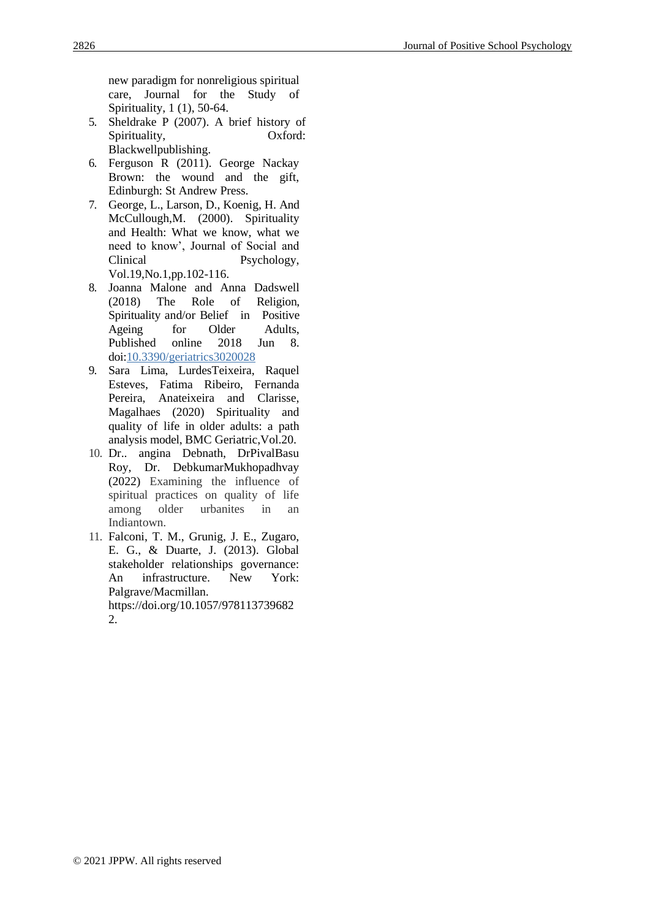new paradigm for nonreligious spiritual care, Journal for the Study of Spirituality, 1 (1), 50-64.

5. Sheldrake P (2007). A brief history of Spirituality, Oxford: Blackwellpublishing.
6. Ferguson R (2011). George Nackay Brown: the wound and the gift, Edinburgh: St Andrew Press.
7. George, L., Larson, D., Koenig, H. And McCullough,M. (2000). Spirituality and Health: What we know, what we need to know', Journal of Social and Clinical Psychology, Vol.19,No.1,pp.102-116.
8. Joanna Malone and Anna Dadswell (2018) The Role of Religion, Spirituality and/or Belief in Positive Ageing for Older Adults, Published online 2018 Jun 8. doi:10.3390/geriatrics3020028
9. Sara Lima, LurdesTeixeira, Raquel Esteves, Fatima Ribeiro, Fernanda Pereira, Anateixeira and Clarisse, Magalhaes (2020) Spirituality and quality of life in older adults: a path analysis model, BMC Geriatric,Vol.20.
10. Dr.. angina Debnath, DrPivalBasu Roy, Dr. DebkumarMukhopadhvay (2022) Examining the influence of spiritual practices on quality of life among older urbanites in an Indiantown.
11. Falconi, T. M., Grunig, J. E., Zugaro, E. G., & Duarte, J. (2013). Global stakeholder relationships governance: An infrastructure. New York: Palgrave/Macmillan. https://doi.org/10.1057/9781137396822.